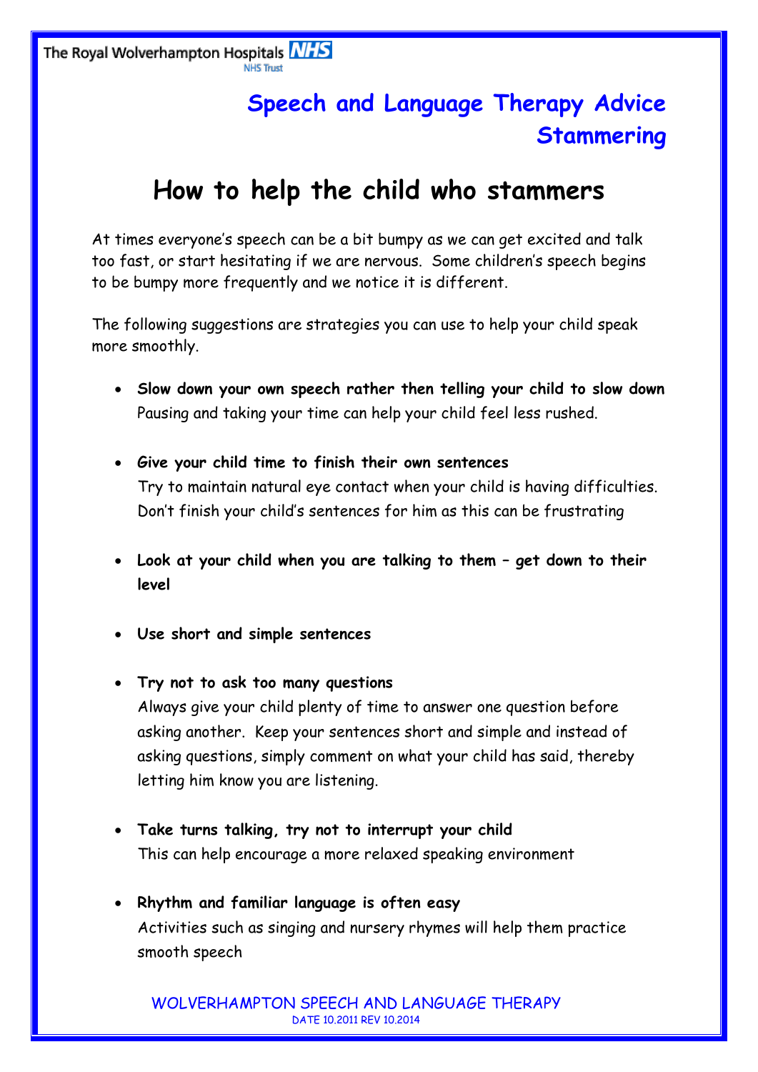The Royal Wolverhampton Hospitals NHS Trust

## Speech and Language Therapy Advice Stammering

# How to help the child who stammers

At times everyone's speech can be a bit bumpy as we can get excited and talk too fast, or start hesitating if we are nervous. Some children's speech begins to be bumpy more frequently and we notice it is different.

The following suggestions are strategies you can use to help your child speak more smoothly.

- **Slow down your own speech rather then telling your child to slow down**
  Pausing and taking your time can help your child feel less rushed.

- **Give your child time to finish their own sentences**
  Try to maintain natural eye contact when your child is having difficulties. Don't finish your child's sentences for him as this can be frustrating

- **Look at your child when you are talking to them – get down to their level**

- **Use short and simple sentences**

- **Try not to ask too many questions**
  Always give your child plenty of time to answer one question before asking another. Keep your sentences short and simple and instead of asking questions, simply comment on what your child has said, thereby letting him know you are listening.

- **Take turns talking, try not to interrupt your child**
  This can help encourage a more relaxed speaking environment

- **Rhythm and familiar language is often easy**
  Activities such as singing and nursery rhymes will help them practice smooth speech

WOLVERHAMPTON SPEECH AND LANGUAGE THERAPY
DATE 10.2011 REV 10.2014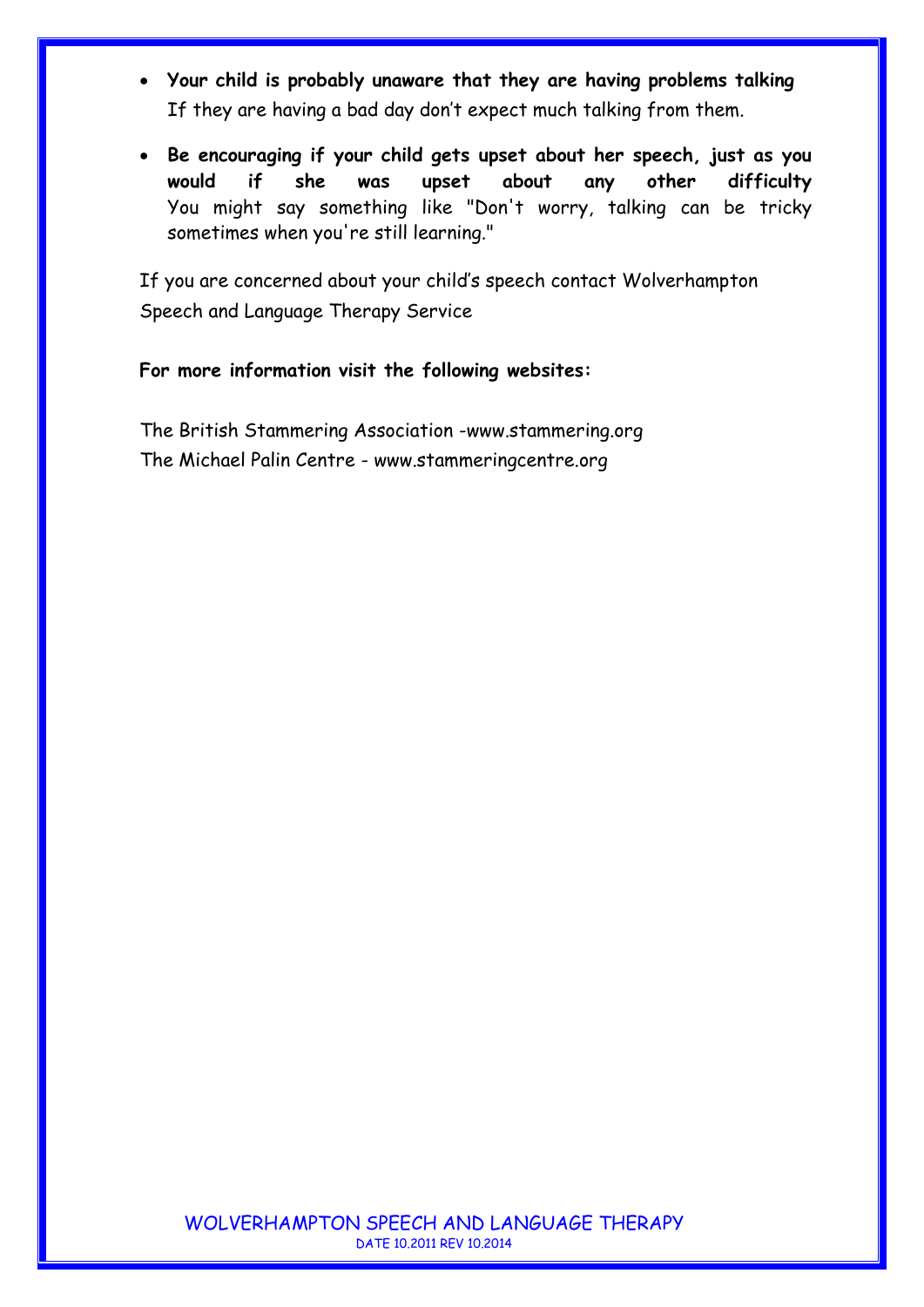- **Your child is probably unaware that they are having problems talking** If they are having a bad day don't expect much talking from them.

- **Be encouraging if your child gets upset about her speech, just as you would if she was upset about any other difficulty** You might say something like "Don't worry, talking can be tricky sometimes when you're still learning."

If you are concerned about your child's speech contact Wolverhampton Speech and Language Therapy Service

**For more information visit the following websites:**

The British Stammering Association -www.stammering.org
The Michael Palin Centre - www.stammeringcentre.org

WOLVERHAMPTON SPEECH AND LANGUAGE THERAPY
DATE 10.2011 REV 10.2014